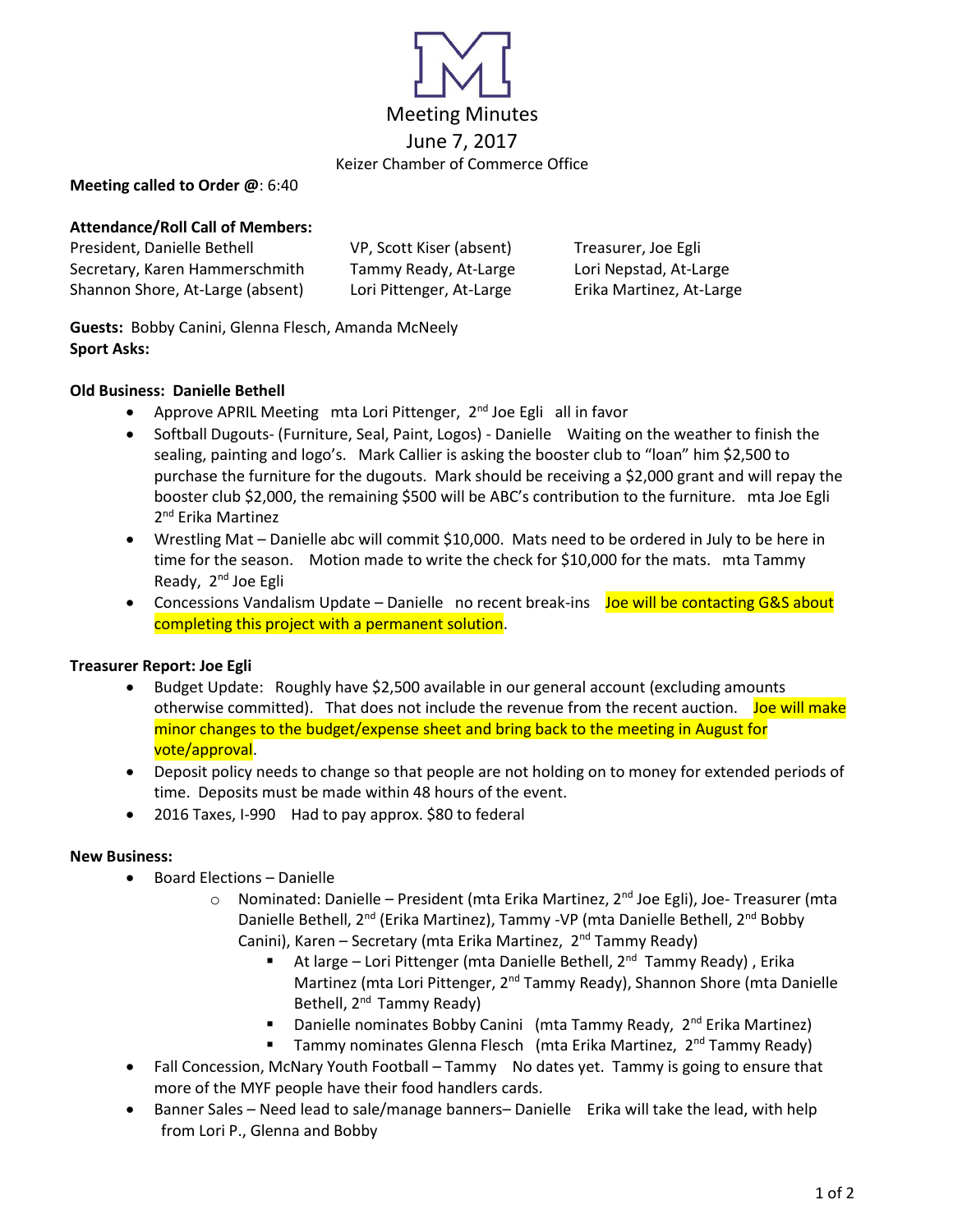# Meeting Minutes

June 7, 2017

Keizer Chamber of Commerce Office

**Meeting called to Order @**: 6:40

**Attendance/Roll Call of Members:**

President, Danielle Bethell
VP, Scott Kiser (absent)
Treasurer, Joe Egli
Secretary, Karen Hammerschmith
Tammy Ready, At-Large
Lori Nepstad, At-Large
Shannon Shore, At-Large (absent)
Lori Pittenger, At-Large
Erika Martinez, At-Large

**Guests:** Bobby Canini, Glenna Flesch, Amanda McNeely
**Sport Asks:**

**Old Business: Danielle Bethell**

- Approve APRIL Meeting mta Lori Pittenger, 2nd Joe Egli all in favor
- Softball Dugouts- (Furniture, Seal, Paint, Logos) - Danielle Waiting on the weather to finish the sealing, painting and logo's. Mark Callier is asking the booster club to "loan" him $2,500 to purchase the furniture for the dugouts. Mark should be receiving a $2,000 grant and will repay the booster club $2,000, the remaining $500 will be ABC's contribution to the furniture. mta Joe Egli 2nd Erika Martinez
- Wrestling Mat – Danielle abc will commit $10,000. Mats need to be ordered in July to be here in time for the season. Motion made to write the check for $10,000 for the mats. mta Tammy Ready, 2nd Joe Egli
- Concessions Vandalism Update – Danielle no recent break-ins Joe will be contacting G&S about completing this project with a permanent solution.

**Treasurer Report: Joe Egli**

- Budget Update: Roughly have $2,500 available in our general account (excluding amounts otherwise committed). That does not include the revenue from the recent auction. Joe will make minor changes to the budget/expense sheet and bring back to the meeting in August for vote/approval.
- Deposit policy needs to change so that people are not holding on to money for extended periods of time. Deposits must be made within 48 hours of the event.
- 2016 Taxes, I-990 Had to pay approx. $80 to federal

**New Business:**

- Board Elections – Danielle
  - Nominated: Danielle – President (mta Erika Martinez, 2nd Joe Egli), Joe- Treasurer (mta Danielle Bethell, 2nd (Erika Martinez), Tammy -VP (mta Danielle Bethell, 2nd Bobby Canini), Karen – Secretary (mta Erika Martinez, 2nd Tammy Ready)
    - At large – Lori Pittenger (mta Danielle Bethell, 2nd Tammy Ready) , Erika Martinez (mta Lori Pittenger, 2nd Tammy Ready), Shannon Shore (mta Danielle Bethell, 2nd Tammy Ready)
    - Danielle nominates Bobby Canini (mta Tammy Ready, 2nd Erika Martinez)
    - Tammy nominates Glenna Flesch (mta Erika Martinez, 2nd Tammy Ready)
- Fall Concession, McNary Youth Football – Tammy No dates yet. Tammy is going to ensure that more of the MYF people have their food handlers cards.
- Banner Sales – Need lead to sale/manage banners– Danielle Erika will take the lead, with help from Lori P., Glenna and Bobby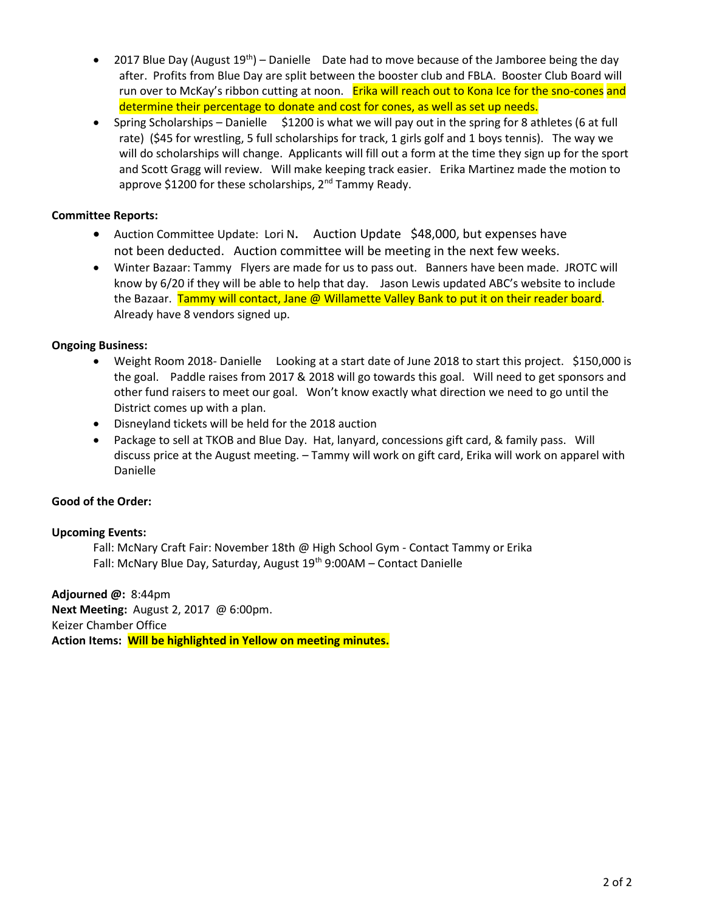- 2017 Blue Day (August 19th) – Danielle Date had to move because of the Jamboree being the day after. Profits from Blue Day are split between the booster club and FBLA. Booster Club Board will run over to McKay's ribbon cutting at noon. Erika will reach out to Kona Ice for the sno-cones and determine their percentage to donate and cost for cones, as well as set up needs.
- Spring Scholarships – Danielle $1200 is what we will pay out in the spring for 8 athletes (6 at full rate) ($45 for wrestling, 5 full scholarships for track, 1 girls golf and 1 boys tennis). The way we will do scholarships will change. Applicants will fill out a form at the time they sign up for the sport and Scott Gragg will review. Will make keeping track easier. Erika Martinez made the motion to approve $1200 for these scholarships, 2nd Tammy Ready.

**Committee Reports:**

- Auction Committee Update: Lori N. Auction Update $48,000, but expenses have not been deducted. Auction committee will be meeting in the next few weeks.
- Winter Bazaar: Tammy Flyers are made for us to pass out. Banners have been made. JROTC will know by 6/20 if they will be able to help that day. Jason Lewis updated ABC's website to include the Bazaar. Tammy will contact, Jane @ Willamette Valley Bank to put it on their reader board. Already have 8 vendors signed up.

**Ongoing Business:**

- Weight Room 2018- Danielle Looking at a start date of June 2018 to start this project. $150,000 is the goal. Paddle raises from 2017 & 2018 will go towards this goal. Will need to get sponsors and other fund raisers to meet our goal. Won't know exactly what direction we need to go until the District comes up with a plan.
- Disneyland tickets will be held for the 2018 auction
- Package to sell at TKOB and Blue Day. Hat, lanyard, concessions gift card, & family pass. Will discuss price at the August meeting. – Tammy will work on gift card, Erika will work on apparel with Danielle

**Good of the Order:**

**Upcoming Events:**

Fall: McNary Craft Fair: November 18th @ High School Gym - Contact Tammy or Erika
Fall: McNary Blue Day, Saturday, August 19th 9:00AM – Contact Danielle

**Adjourned @:** 8:44pm
**Next Meeting:** August 2, 2017 @ 6:00pm.
Keizer Chamber Office
**Action Items: Will be highlighted in Yellow on meeting minutes.**